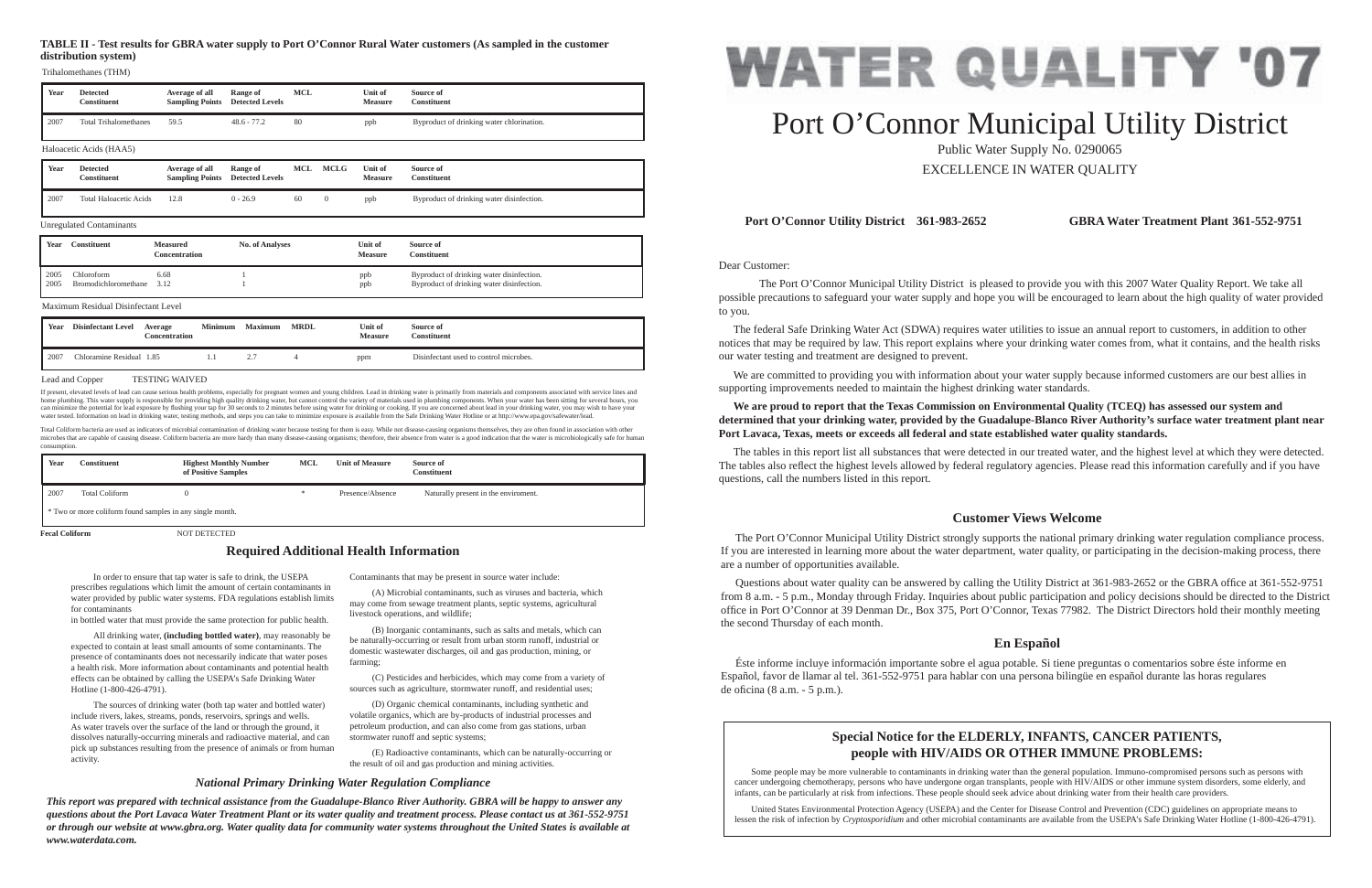**TABLE II - Test results for GBRA water supply to Port O'Connor Rural Water customers (As sampled in the customer distribution system)**

Trihalomethanes (THM)

| Year | Detected Constituent | Average of all Sampling Points | Range of Detected Levels | MCL | Unit of Measure | Source of Constituent |
|---|---|---|---|---|---|---|
| 2007 | Total Trihalomethanes | 59.5 | 48.6 - 77.2 | 80 | ppb | Byproduct of drinking water chlorination. |

Haloacetic Acids (HAA5)

| Year | Detected Constituent | Average of all Sampling Points | Range of Detected Levels | MCL | MCLG | Unit of Measure | Source of Constituent |
|---|---|---|---|---|---|---|---|
| 2007 | Total Haloacetic Acids | 12.8 | 0 - 26.9 | 60 | 0 | ppb | Byproduct of drinking water disinfection. |

Unregulated Contaminants

| Year | Constituent | Measured Concentration | No. of Analyses | Unit of Measure | Source of Constituent |
|---|---|---|---|---|---|
| 2005 | Chloroform | 6.68 | 1 | ppb | Byproduct of drinking water disinfection. |
| 2005 | Bromodichloromethane | 3.12 | 1 | ppb | Byproduct of drinking water disinfection. |

Maximum Residual Disinfectant Level

| Year | Disinfectant Level | Average Concentration | Minimum | Maximum | MRDL | Unit of Measure | Source of Constituent |
|---|---|---|---|---|---|---|---|
| 2007 | Chloramine Residual | 1.85 | 1.1 | 2.7 | 4 | ppm | Disinfectant used to control microbes. |

Lead and Copper TESTING WAIVED

If present, elevated levels of lead can cause serious health problems, especially for pregnant women and young children. Lead in drinking water is primarily from materials and components associated with service lines and home plumbing. This water supply is responsible for providing high quality drinking water, but cannot control the variety of materials used in plumbing components. When your water has been sitting for several hours, you can minimize the potential for lead exposure by flushing your tap for 30 seconds to 2 minutes before using water for drinking or cooking. If you are concerned about lead in your drinking water, you may wish to have your water tested. Information on lead in drinking water, testing methods, and steps you can take to minimize exposure is available from the Safe Drinking Water Hotline or at http://www.epa.gov/safewater/lead.

Total Coliform bacteria are used as indicators of microbial contamination of drinking water because testing for them is easy. While not disease-causing organisms themselves, they are often found in association with other microbes that are capable of causing disease. Coliform bacteria are more hardy than many disease-causing organisms; therefore, their absence from water is a good indication that the water is microbiologically safe for human consumption.

| Year | Constituent | Highest Monthly Number of Positive Samples | MCL | Unit of Measure | Source of Constituent |
|---|---|---|---|---|---|
| 2007 | Total Coliform | 0 | * | Presence/Absence | Naturally present in the enviroment. |

\* Two or more coliform found samples in any single month.

**Fecal Coliform** NOT DETECTED

## Required Additional Health Information

In order to ensure that tap water is safe to drink, the USEPA prescribes regulations which limit the amount of certain contaminants in water provided by public water systems. FDA regulations establish limits for contaminants in bottled water that must provide the same protection for public health.

All drinking water, **(including bottled water)**, may reasonably be expected to contain at least small amounts of some contaminants. The presence of contaminants does not necessarily indicate that water poses a health risk. More information about contaminants and potential health effects can be obtained by calling the USEPA's Safe Drinking Water Hotline (1-800-426-4791).

The sources of drinking water (both tap water and bottled water) include rivers, lakes, streams, ponds, reservoirs, springs and wells. As water travels over the surface of the land or through the ground, it dissolves naturally-occurring minerals and radioactive material, and can pick up substances resulting from the presence of animals or from human activity.

Contaminants that may be present in source water include:

(A) Microbial contaminants, such as viruses and bacteria, which may come from sewage treatment plants, septic systems, agricultural livestock operations, and wildlife;

(B) Inorganic contaminants, such as salts and metals, which can be naturally-occurring or result from urban storm runoff, industrial or domestic wastewater discharges, oil and gas production, mining, or farming;

(C) Pesticides and herbicides, which may come from a variety of sources such as agriculture, stormwater runoff, and residential uses;

(D) Organic chemical contaminants, including synthetic and volatile organics, which are by-products of industrial processes and petroleum production, and can also come from gas stations, urban stormwater runoff and septic systems;

(E) Radioactive contaminants, which can be naturally-occurring or the result of oil and gas production and mining activities.

### *National Primary Drinking Water Regulation Compliance*

***This report was prepared with technical assistance from the Guadalupe-Blanco River Authority. GBRA will be happy to answer any questions about the Port Lavaca Water Treatment Plant or its water quality and treatment process. Please contact us at 361-552-9751 or through our website at www.gbra.org. Water quality data for community water systems throughout the United States is available at www.waterdata.com.***

# WATER QUALITY '07

# Port O'Connor Municipal Utility District

Public Water Supply No. 0290065

EXCELLENCE IN WATER QUALITY

**Port O'Connor Utility District 361-983-2652** **GBRA Water Treatment Plant 361-552-9751**

Dear Customer:

The Port O'Connor Municipal Utility District is pleased to provide you with this 2007 Water Quality Report. We take all possible precautions to safeguard your water supply and hope you will be encouraged to learn about the high quality of water provided to you.

The federal Safe Drinking Water Act (SDWA) requires water utilities to issue an annual report to customers, in addition to other notices that may be required by law. This report explains where your drinking water comes from, what it contains, and the health risks our water testing and treatment are designed to prevent.

We are committed to providing you with information about your water supply because informed customers are our best allies in supporting improvements needed to maintain the highest drinking water standards.

**We are proud to report that the Texas Commission on Environmental Quality (TCEQ) has assessed our system and determined that your drinking water, provided by the Guadalupe-Blanco River Authority's surface water treatment plant near Port Lavaca, Texas, meets or exceeds all federal and state established water quality standards.**

The tables in this report list all substances that were detected in our treated water, and the highest level at which they were detected. The tables also reflect the highest levels allowed by federal regulatory agencies. Please read this information carefully and if you have questions, call the numbers listed in this report.

## Customer Views Welcome

The Port O'Connor Municipal Utility District strongly supports the national primary drinking water regulation compliance process. If you are interested in learning more about the water department, water quality, or participating in the decision-making process, there are a number of opportunities available.

Questions about water quality can be answered by calling the Utility District at 361-983-2652 or the GBRA office at 361-552-9751 from 8 a.m. - 5 p.m., Monday through Friday. Inquiries about public participation and policy decisions should be directed to the District office in Port O'Connor at 39 Denman Dr., Box 375, Port O'Connor, Texas 77982. The District Directors hold their monthly meeting the second Thursday of each month.

## En Español

Éste informe incluye información importante sobre el agua potable. Si tiene preguntas o comentarios sobre éste informe en Español, favor de llamar al tel. 361-552-9751 para hablar con una persona bilingüe en español durante las horas regulares de oficina (8 a.m. - 5 p.m.).

## Special Notice for the ELDERLY, INFANTS, CANCER PATIENTS, people with HIV/AIDS OR OTHER IMMUNE PROBLEMS:

Some people may be more vulnerable to contaminants in drinking water than the general population. Immuno-compromised persons such as persons with cancer undergoing chemotherapy, persons who have undergone organ transplants, people with HIV/AIDS or other immune system disorders, some elderly, and infants, can be particularly at risk from infections. These people should seek advice about drinking water from their health care providers.

United States Environmental Protection Agency (USEPA) and the Center for Disease Control and Prevention (CDC) guidelines on appropriate means to lessen the risk of infection by *Cryptosporidium* and other microbial contaminants are available from the USEPA's Safe Drinking Water Hotline (1-800-426-4791).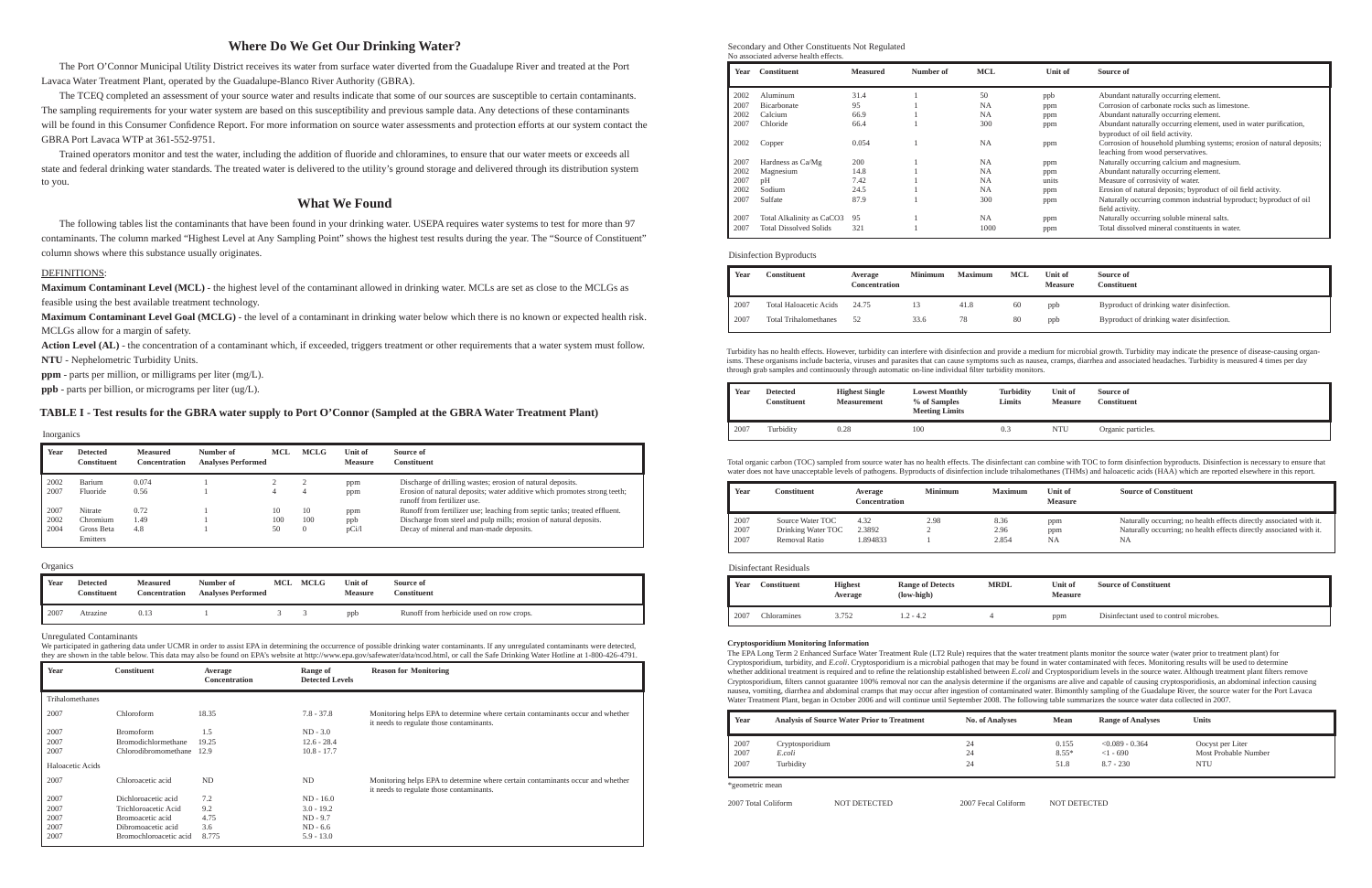## Where Do We Get Our Drinking Water?

The Port O'Connor Municipal Utility District receives its water from surface water diverted from the Guadalupe River and treated at the Port Lavaca Water Treatment Plant, operated by the Guadalupe-Blanco River Authority (GBRA).

The TCEQ completed an assessment of your source water and results indicate that some of our sources are susceptible to certain contaminants. The sampling requirements for your water system are based on this susceptibility and previous sample data. Any detections of these contaminants will be found in this Consumer Confidence Report. For more information on source water assessments and protection efforts at our system contact the GBRA Port Lavaca WTP at 361-552-9751.

Trained operators monitor and test the water, including the addition of fluoride and chloramines, to ensure that our water meets or exceeds all state and federal drinking water standards. The treated water is delivered to the utility's ground storage and delivered through its distribution system to you.

## What We Found

The following tables list the contaminants that have been found in your drinking water. USEPA requires water systems to test for more than 97 contaminants. The column marked "Highest Level at Any Sampling Point" shows the highest test results during the year. The "Source of Constituent" column shows where this substance usually originates.

DEFINITIONS:

**Maximum Contaminant Level (MCL)** - the highest level of the contaminant allowed in drinking water. MCLs are set as close to the MCLGs as feasible using the best available treatment technology.

**Maximum Contaminant Level Goal (MCLG)** - the level of a contaminant in drinking water below which there is no known or expected health risk. MCLGs allow for a margin of safety.

**Action Level (AL)** - the concentration of a contaminant which, if exceeded, triggers treatment or other requirements that a water system must follow.

**NTU** - Nephelometric Turbidity Units.

**ppm** - parts per million, or milligrams per liter (mg/L).

**ppb** - parts per billion, or micrograms per liter (ug/L).

### TABLE I - Test results for the GBRA water supply to Port O'Connor (Sampled at the GBRA Water Treatment Plant)

Inorganics

| Year | Detected Constituent | Measured Concentration | Number of Analyses Performed | MCL | MCLG | Unit of Measure | Source of Constituent |
|---|---|---|---|---|---|---|---|
| 2002 | Barium | 0.074 | 1 | 2 | 2 | ppm | Discharge of drilling wastes; erosion of natural deposits. |
| 2007 | Fluoride | 0.56 | 1 | 4 | 4 | ppm | Erosion of natural deposits; water additive which promotes strong teeth; runoff from fertilizer use. |
| 2007 | Nitrate | 0.72 | 1 | 10 | 10 | ppm | Runoff from fertilizer use; leaching from septic tanks; treated effluent. |
| 2002 | Chromium | 1.49 | 1 | 100 | 100 | ppb | Discharge from steel and pulp mills; erosion of natural deposits. |
| 2004 | Gross Beta Emitters | 4.8 | 1 | 50 | 0 | pCi/l | Decay of mineral and man-made deposits. |

Organics

| Year | Detected Constituent | Measured Concentration | Number of Analyses Performed | MCL | MCLG | Unit of Measure | Source of Constituent |
|---|---|---|---|---|---|---|---|
| 2007 | Atrazine | 0.13 | 1 | 3 | 3 | ppb | Runoff from herbicide used on row crops. |

Unregulated Contaminants

We participated in gathering data under UCMR in order to assist EPA in determining the occurrence of possible drinking water contaminants. If any unregulated contaminants were detected, they are shown in the table below. This data may also be found on EPA's website at http://www.epa.gov/safewater/data/ncod.html, or call the Safe Drinking Water Hotline at 1-800-426-4791.

| Year | Constituent | Average Concentration | Range of Detected Levels | Reason for Monitoring |
|---|---|---|---|---|
| Trihalomethanes | | | | |
| 2007 | Chloroform | 18.35 | 7.8 - 37.8 | Monitoring helps EPA to determine where certain contaminants occur and whether it needs to regulate those contaminants. |
| 2007 | Bromoform | 1.5 | ND - 3.0 | |
| 2007 | Bromodichlormethane | 19.25 | 12.6 - 28.4 | |
| 2007 | Chlorodibromomethane | 12.9 | 10.8 - 17.7 | |
| Haloacetic Acids | | | | |
| 2007 | Chloroacetic acid | ND | ND | Monitoring helps EPA to determine where certain contaminants occur and whether it needs to regulate those contaminants. |
| 2007 | Dichloroacetic acid | 7.2 | ND - 16.0 | |
| 2007 | Trichloroacetic Acid | 9.2 | 3.0 - 19.2 | |
| 2007 | Bromoacetic acid | 4.75 | ND - 9.7 | |
| 2007 | Dibromoacetic acid | 3.6 | ND - 6.6 | |
| 2007 | Bromochloroacetic acid | 8.775 | 5.9 - 13.0 | |

Secondary and Other Constituents Not Regulated
No associated adverse health effects.

| Year | Constituent | Measured | Number of | MCL | Unit of | Source of |
|---|---|---|---|---|---|---|
| 2002 | Aluminum | 31.4 | 1 | 50 | ppb | Abundant naturally occurring element. |
| 2007 | Bicarbonate | 95 | 1 | NA | ppm | Corrosion of carbonate rocks such as limestone. |
| 2002 | Calcium | 66.9 | 1 | NA | ppm | Abundant naturally occurring element. |
| 2007 | Chloride | 66.4 | 1 | 300 | ppm | Abundant naturally occurring element, used in water purification, byproduct of oil field activity. |
| 2002 | Copper | 0.054 | 1 | NA | ppm | Corrosion of household plumbing systems; erosion of natural deposits; leaching from wood perservatives. |
| 2007 | Hardness as Ca/Mg | 200 | 1 | NA | ppm | Naturally occurring calcium and magnesium. |
| 2002 | Magnesium | 14.8 | 1 | NA | ppm | Abundant naturally occurring element. |
| 2007 | pH | 7.42 | 1 | NA | units | Measure of corrosivity of water. |
| 2002 | Sodium | 24.5 | 1 | NA | ppm | Erosion of natural deposits; byproduct of oil field activity. |
| 2007 | Sulfate | 87.9 | 1 | 300 | ppm | Naturally occurring common industrial byproduct; byproduct of oil field activity. |
| 2007 | Total Alkalinity as CaCO3 | 95 | 1 | NA | ppm | Naturally occurring soluble mineral salts. |
| 2007 | Total Dissolved Solids | 321 | 1 | 1000 | ppm | Total dissolved mineral constituents in water. |

Disinfection Byproducts

| Year | Constituent | Average Concentration | Minimum | Maximum | MCL | Unit of Measure | Source of Constituent |
|---|---|---|---|---|---|---|---|
| 2007 | Total Haloacetic Acids | 24.75 | 13 | 41.8 | 60 | ppb | Byproduct of drinking water disinfection. |
| 2007 | Total Trihalomethanes | 52 | 33.6 | 78 | 80 | ppb | Byproduct of drinking water disinfection. |

Turbidity has no health effects. However, turbidity can interfere with disinfection and provide a medium for microbial growth. Turbidity may indicate the presence of disease-causing organisms. These organisms include bacteria, viruses and parasites that can cause symptoms such as nausea, cramps, diarrhea and associated headaches. Turbidity is measured 4 times per day through grab samples and continuously through automatic on-line individual filter turbidity monitors.

| Year | Detected Constituent | Highest Single Measurement | Lowest Monthly % of Samples Meeting Limits | Turbidity Limits | Unit of Measure | Source of Constituent |
|---|---|---|---|---|---|---|
| 2007 | Turbidity | 0.28 | 100 | 0.3 | NTU | Organic particles. |

Total organic carbon (TOC) sampled from source water has no health effects. The disinfectant can combine with TOC to form disinfection byproducts. Disinfection is necessary to ensure that water does not have unacceptable levels of pathogens. Byproducts of disinfection include trihalomethanes (THMs) and haloacetic acids (HAA) which are reported elsewhere in this report.

| Year | Constituent | Average Concentration | Minimum | Maximum | Unit of Measure | Source of Constituent |
|---|---|---|---|---|---|---|
| 2007 | Source Water TOC | 4.32 | 2.98 | 8.36 | ppm | Naturally occurring; no health effects directly associated with it. |
| 2007 | Drinking Water TOC | 2.3892 | 2 | 2.96 | ppm | Naturally occurring; no health effects directly associated with it. |
| 2007 | Removal Ratio | 1.894833 | 1 | 2.854 | NA | NA |

Disinfectant Residuals

| Year | Constituent | Highest Average | Range of Detects (low-high) | MRDL | Unit of Measure | Source of Constituent |
|---|---|---|---|---|---|---|
| 2007 | Chloramines | 3.752 | 1.2 - 4.2 | 4 | ppm | Disinfectant used to control microbes. |

**Cryptosporidium Monitoring Information**

The EPA Long Term 2 Enhanced Surface Water Treatment Rule (LT2 Rule) requires that the water treatment plants monitor the source water (water prior to treatment plant) for Cryptosporidium, turbidity, and *E.coli*. Cryptosporidium is a microbial pathogen that may be found in water contaminated with feces. Monitoring results will be used to determine whether additional treatment is required and to refine the relationship established between *E.coli* and Cryptosporidium levels in the source water. Although treatment plant filters remove Cryptosporidium, filters cannot guarantee 100% removal nor can the analysis determine if the organisms are alive and capable of causing cryptosporidiosis, an abdominal infection causing nausea, vomiting, diarrhea and abdominal cramps that may occur after ingestion of contaminated water. Bimonthly sampling of the Guadalupe River, the source water for the Port Lavaca Water Treatment Plant, began in October 2006 and will continue until September 2008. The following table summarizes the source water data collected in 2007.

| Year | Analysis of Source Water Prior to Treatment | No. of Analyses | Mean | Range of Analyses | Units |
|---|---|---|---|---|---|
| 2007 | Cryptosporidium | 24 | 0.155 | <0.089 - 0.364 | Oocyst per Liter |
| 2007 | E.coli | 24 | 8.55* | <1 - 690 | Most Probable Number |
| 2007 | Turbidity | 24 | 51.8 | 8.7 - 230 | NTU |

*geometric mean

2007 Total Coliform NOT DETECTED 2007 Fecal Coliform NOT DETECTED